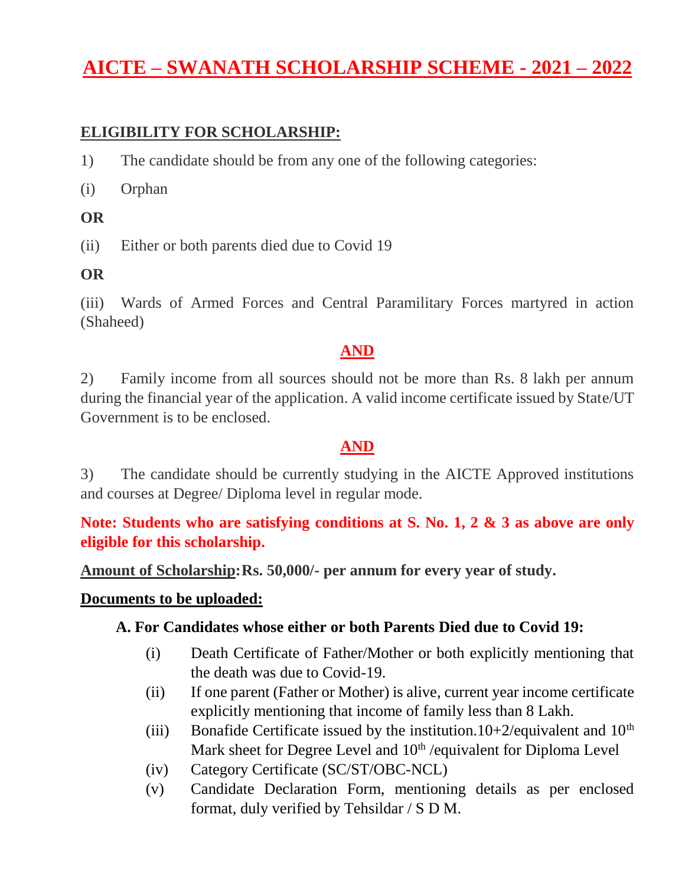# AICTE – SWANATH SCHOLARSHIP SCHEME - 2021 – 2022

## ELIGIBILITY FOR SCHOLARSHIP:

1) The candidate should be from any one of the following categories:

(i) Orphan

**OR**

(ii) Either or both parents died due to Covid 19

**OR**

(iii) Wards of Armed Forces and Central Paramilitary Forces martyred in action (Shaheed)

**AND**

2) Family income from all sources should not be more than Rs. 8 lakh per annum during the financial year of the application. A valid income certificate issued by State/UT Government is to be enclosed.

**AND**

3) The candidate should be currently studying in the AICTE Approved institutions and courses at Degree/ Diploma level in regular mode.

**Note: Students who are satisfying conditions at S. No. 1, 2 & 3 as above are only eligible for this scholarship.**

**Amount of Scholarship: Rs. 50,000/- per annum for every year of study.**

**Documents to be uploaded:**

**A. For Candidates whose either or both Parents Died due to Covid 19:**

(i) Death Certificate of Father/Mother or both explicitly mentioning that the death was due to Covid-19.

(ii) If one parent (Father or Mother) is alive, current year income certificate explicitly mentioning that income of family less than 8 Lakh.

(iii) Bonafide Certificate issued by the institution.10+2/equivalent and 10th Mark sheet for Degree Level and 10th /equivalent for Diploma Level

(iv) Category Certificate (SC/ST/OBC-NCL)

(v) Candidate Declaration Form, mentioning details as per enclosed format, duly verified by Tehsildar / S D M.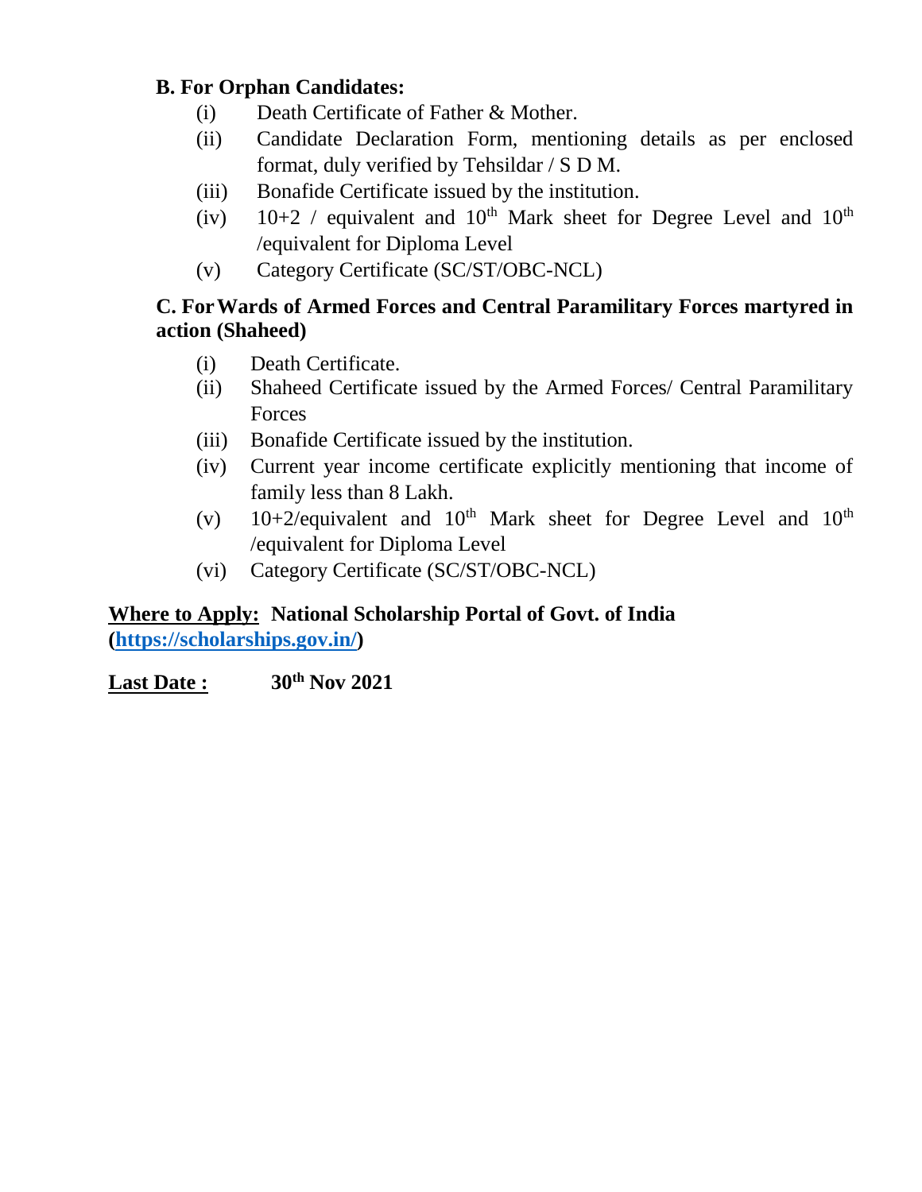**B. For Orphan Candidates:**

(i) Death Certificate of Father & Mother.

(ii) Candidate Declaration Form, mentioning details as per enclosed format, duly verified by Tehsildar / S D M.

(iii) Bonafide Certificate issued by the institution.

(iv) 10+2 / equivalent and 10th Mark sheet for Degree Level and 10th /equivalent for Diploma Level

(v) Category Certificate (SC/ST/OBC-NCL)

**C. For Wards of Armed Forces and Central Paramilitary Forces martyred in action (Shaheed)**

(i) Death Certificate.

(ii) Shaheed Certificate issued by the Armed Forces/ Central Paramilitary Forces

(iii) Bonafide Certificate issued by the institution.

(iv) Current year income certificate explicitly mentioning that income of family less than 8 Lakh.

(v) 10+2/equivalent and 10th Mark sheet for Degree Level and 10th /equivalent for Diploma Level

(vi) Category Certificate (SC/ST/OBC-NCL)

**Where to Apply: National Scholarship Portal of Govt. of India (https://scholarships.gov.in/)**

**Last Date : 30th Nov 2021**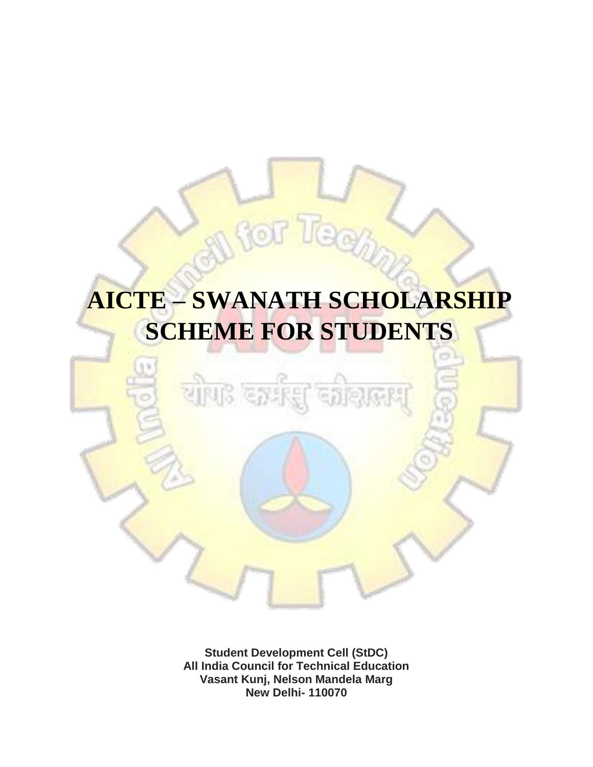# AICTE – SWANATH SCHOLARSHIP SCHEME FOR STUDENTS

**Student Development Cell (StDC)**
**All India Council for Technical Education**
**Vasant Kunj, Nelson Mandela Marg**
**New Delhi- 110070**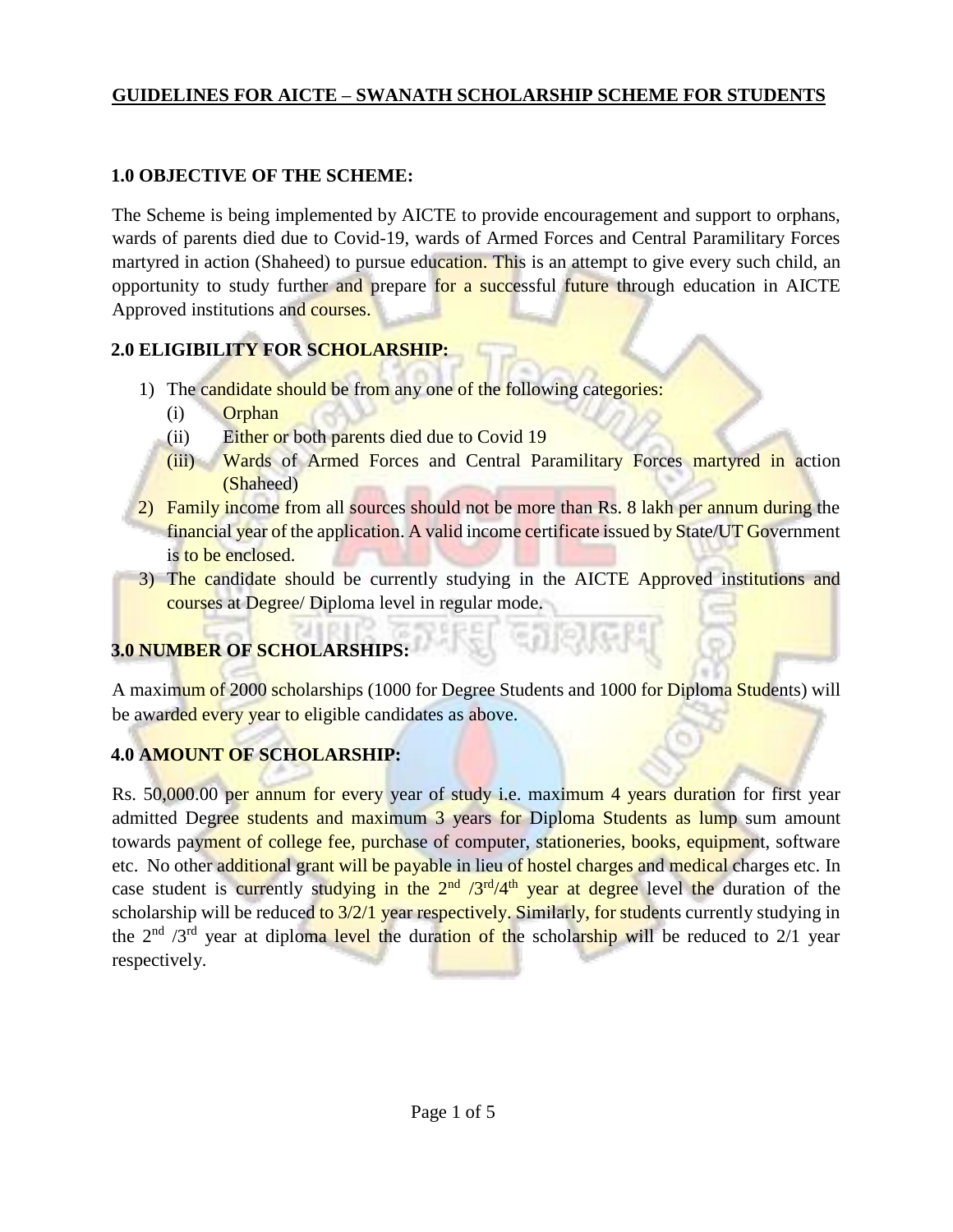# GUIDELINES FOR AICTE – SWANATH SCHOLARSHIP SCHEME FOR STUDENTS

## 1.0 OBJECTIVE OF THE SCHEME:

The Scheme is being implemented by AICTE to provide encouragement and support to orphans, wards of parents died due to Covid-19, wards of Armed Forces and Central Paramilitary Forces martyred in action (Shaheed) to pursue education. This is an attempt to give every such child, an opportunity to study further and prepare for a successful future through education in AICTE Approved institutions and courses.

## 2.0 ELIGIBILITY FOR SCHOLARSHIP:

1) The candidate should be from any one of the following categories:
   - (i) Orphan
   - (ii) Either or both parents died due to Covid 19
   - (iii) Wards of Armed Forces and Central Paramilitary Forces martyred in action (Shaheed)
2) Family income from all sources should not be more than Rs. 8 lakh per annum during the financial year of the application. A valid income certificate issued by State/UT Government is to be enclosed.
3) The candidate should be currently studying in the AICTE Approved institutions and courses at Degree/ Diploma level in regular mode.

## 3.0 NUMBER OF SCHOLARSHIPS:

A maximum of 2000 scholarships (1000 for Degree Students and 1000 for Diploma Students) will be awarded every year to eligible candidates as above.

## 4.0 AMOUNT OF SCHOLARSHIP:

Rs. 50,000.00 per annum for every year of study i.e. maximum 4 years duration for first year admitted Degree students and maximum 3 years for Diploma Students as lump sum amount towards payment of college fee, purchase of computer, stationeries, books, equipment, software etc. No other additional grant will be payable in lieu of hostel charges and medical charges etc. In case student is currently studying in the 2nd /3rd/4th year at degree level the duration of the scholarship will be reduced to 3/2/1 year respectively. Similarly, for students currently studying in the 2nd /3rd year at diploma level the duration of the scholarship will be reduced to 2/1 year respectively.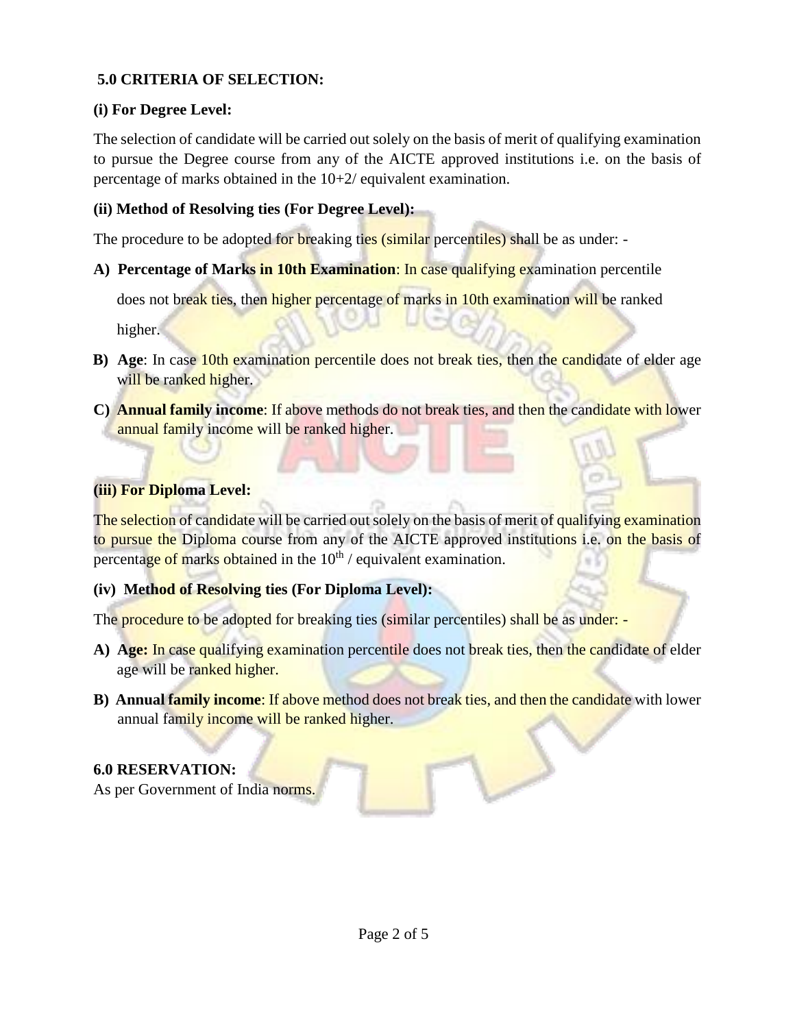## 5.0 CRITERIA OF SELECTION:

**(i) For Degree Level:**

The selection of candidate will be carried out solely on the basis of merit of qualifying examination to pursue the Degree course from any of the AICTE approved institutions i.e. on the basis of percentage of marks obtained in the 10+2/ equivalent examination.

**(ii) Method of Resolving ties (For Degree Level):**

The procedure to be adopted for breaking ties (similar percentiles) shall be as under: -

A) **Percentage of Marks in 10th Examination**: In case qualifying examination percentile does not break ties, then higher percentage of marks in 10th examination will be ranked higher.

B) **Age**: In case 10th examination percentile does not break ties, then the candidate of elder age will be ranked higher.

C) **Annual family income**: If above methods do not break ties, and then the candidate with lower annual family income will be ranked higher.

**(iii) For Diploma Level:**

The selection of candidate will be carried out solely on the basis of merit of qualifying examination to pursue the Diploma course from any of the AICTE approved institutions i.e. on the basis of percentage of marks obtained in the 10th / equivalent examination.

**(iv) Method of Resolving ties (For Diploma Level):**

The procedure to be adopted for breaking ties (similar percentiles) shall be as under: -

A) **Age:** In case qualifying examination percentile does not break ties, then the candidate of elder age will be ranked higher.

B) **Annual family income**: If above method does not break ties, and then the candidate with lower annual family income will be ranked higher.

## 6.0 RESERVATION:

As per Government of India norms.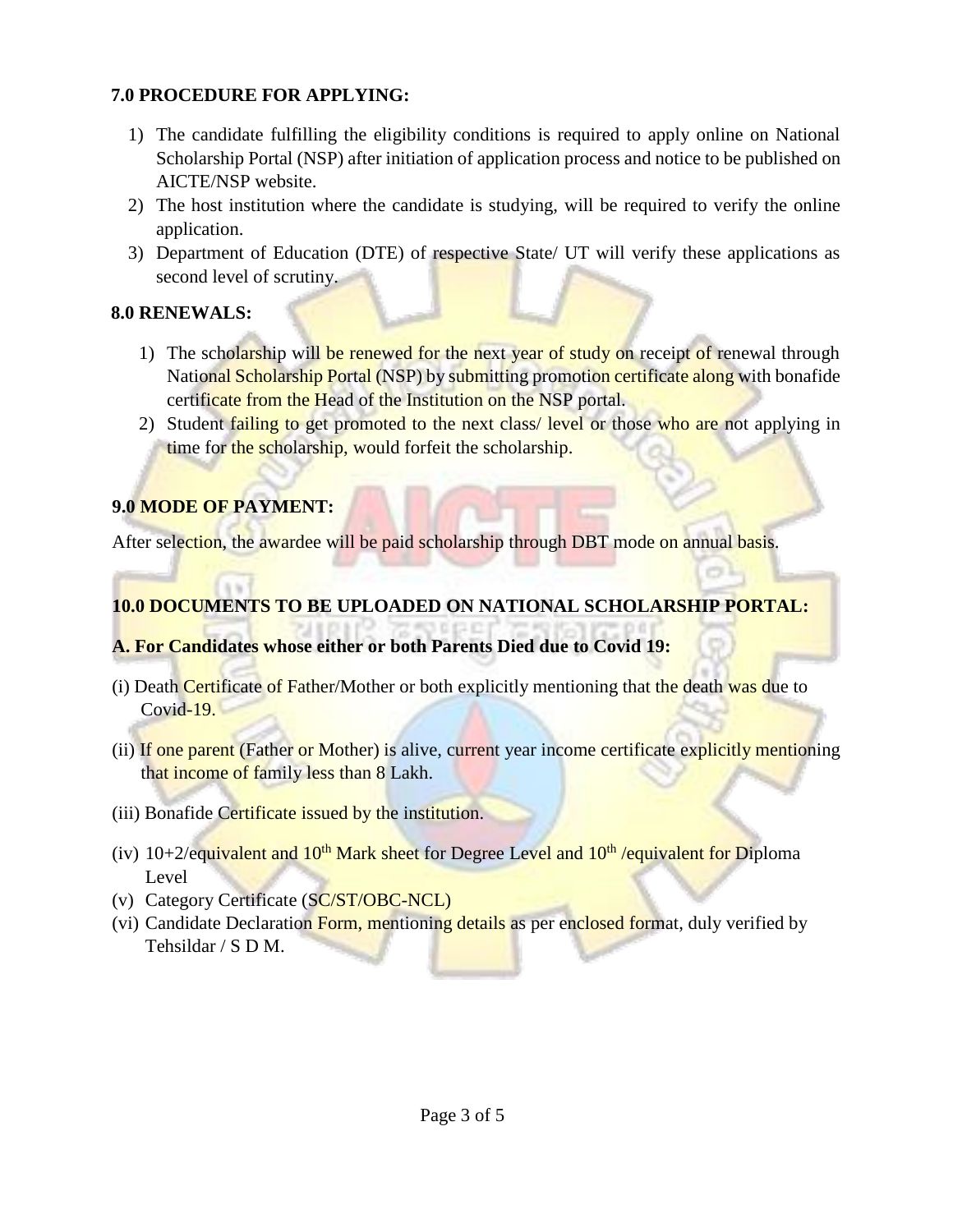**7.0 PROCEDURE FOR APPLYING:**

1) The candidate fulfilling the eligibility conditions is required to apply online on National Scholarship Portal (NSP) after initiation of application process and notice to be published on AICTE/NSP website.
2) The host institution where the candidate is studying, will be required to verify the online application.
3) Department of Education (DTE) of respective State/ UT will verify these applications as second level of scrutiny.

**8.0 RENEWALS:**

1) The scholarship will be renewed for the next year of study on receipt of renewal through National Scholarship Portal (NSP) by submitting promotion certificate along with bonafide certificate from the Head of the Institution on the NSP portal.
2) Student failing to get promoted to the next class/ level or those who are not applying in time for the scholarship, would forfeit the scholarship.

**9.0 MODE OF PAYMENT:**

After selection, the awardee will be paid scholarship through DBT mode on annual basis.

**10.0 DOCUMENTS TO BE UPLOADED ON NATIONAL SCHOLARSHIP PORTAL:**

**A. For Candidates whose either or both Parents Died due to Covid 19:**

(i) Death Certificate of Father/Mother or both explicitly mentioning that the death was due to Covid-19.

(ii) If one parent (Father or Mother) is alive, current year income certificate explicitly mentioning that income of family less than 8 Lakh.

(iii) Bonafide Certificate issued by the institution.

(iv) 10+2/equivalent and 10th Mark sheet for Degree Level and 10th /equivalent for Diploma Level

(v) Category Certificate (SC/ST/OBC-NCL)

(vi) Candidate Declaration Form, mentioning details as per enclosed format, duly verified by Tehsildar / S D M.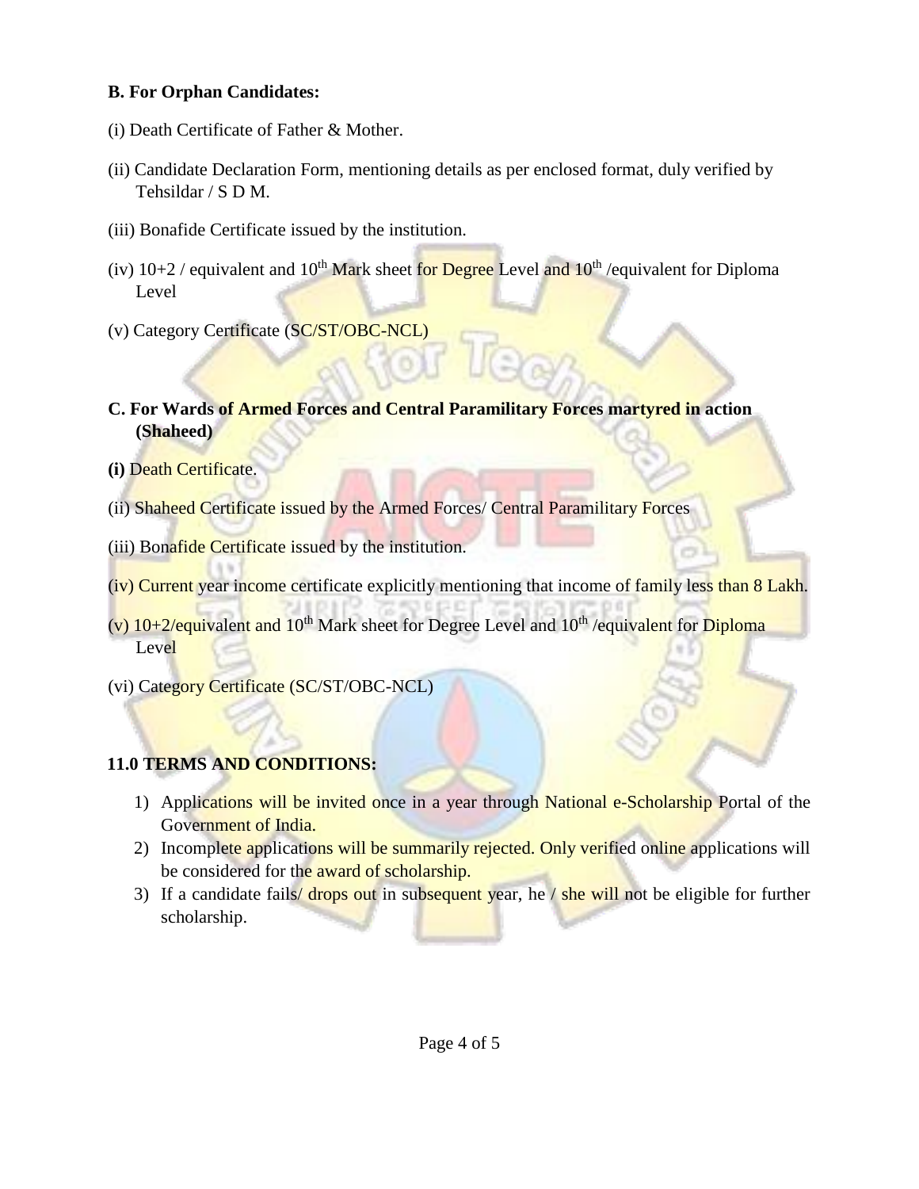**B. For Orphan Candidates:**

(i) Death Certificate of Father & Mother.

(ii) Candidate Declaration Form, mentioning details as per enclosed format, duly verified by Tehsildar / S D M.

(iii) Bonafide Certificate issued by the institution.

(iv) 10+2 / equivalent and 10th Mark sheet for Degree Level and 10th /equivalent for Diploma Level

(v) Category Certificate (SC/ST/OBC-NCL)

**C. For Wards of Armed Forces and Central Paramilitary Forces martyred in action (Shaheed)**

**(i)** Death Certificate.

(ii) Shaheed Certificate issued by the Armed Forces/ Central Paramilitary Forces

(iii) Bonafide Certificate issued by the institution.

(iv) Current year income certificate explicitly mentioning that income of family less than 8 Lakh.

(v) 10+2/equivalent and 10th Mark sheet for Degree Level and 10th /equivalent for Diploma Level

(vi) Category Certificate (SC/ST/OBC-NCL)

**11.0 TERMS AND CONDITIONS:**

1) Applications will be invited once in a year through National e-Scholarship Portal of the Government of India.
2) Incomplete applications will be summarily rejected. Only verified online applications will be considered for the award of scholarship.
3) If a candidate fails/ drops out in subsequent year, he / she will not be eligible for further scholarship.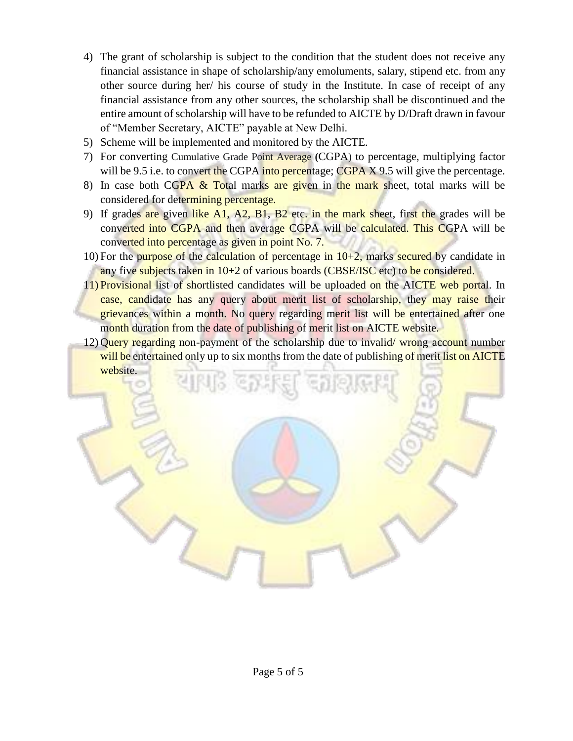4) The grant of scholarship is subject to the condition that the student does not receive any financial assistance in shape of scholarship/any emoluments, salary, stipend etc. from any other source during her/ his course of study in the Institute. In case of receipt of any financial assistance from any other sources, the scholarship shall be discontinued and the entire amount of scholarship will have to be refunded to AICTE by D/Draft drawn in favour of "Member Secretary, AICTE" payable at New Delhi.
5) Scheme will be implemented and monitored by the AICTE.
7) For converting Cumulative Grade Point Average (CGPA) to percentage, multiplying factor will be 9.5 i.e. to convert the CGPA into percentage; CGPA X 9.5 will give the percentage.
8) In case both CGPA & Total marks are given in the mark sheet, total marks will be considered for determining percentage.
9) If grades are given like A1, A2, B1, B2 etc. in the mark sheet, first the grades will be converted into CGPA and then average CGPA will be calculated. This CGPA will be converted into percentage as given in point No. 7.
10) For the purpose of the calculation of percentage in 10+2, marks secured by candidate in any five subjects taken in 10+2 of various boards (CBSE/ISC etc) to be considered.
11) Provisional list of shortlisted candidates will be uploaded on the AICTE web portal. In case, candidate has any query about merit list of scholarship, they may raise their grievances within a month. No query regarding merit list will be entertained after one month duration from the date of publishing of merit list on AICTE website.
12) Query regarding non-payment of the scholarship due to invalid/ wrong account number will be entertained only up to six months from the date of publishing of merit list on AICTE website.